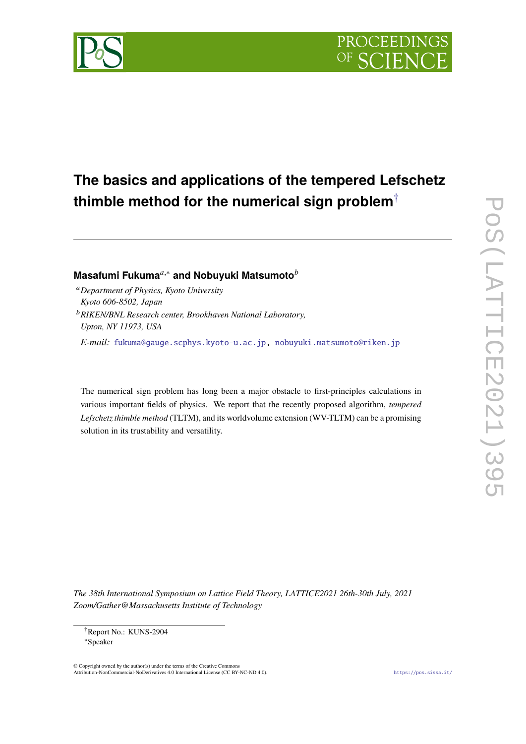# The basics and applications of the tempered Lefschetz thimble method for the numerical sign problem[†]

**Masafumi Fukuma**[a,*] **and Nobuyuki Matsumoto**[b]

[a] *Department of Physics, Kyoto University Kyoto 606-8502, Japan*

[b] *RIKEN/BNL Research center, Brookhaven National Laboratory, Upton, NY 11973, USA*

*E-mail:* fukuma@gauge.scphys.kyoto-u.ac.jp, nobuyuki.matsumoto@riken.jp

The numerical sign problem has long been a major obstacle to first-principles calculations in various important fields of physics. We report that the recently proposed algorithm, *tempered Lefschetz thimble method* (TLTM), and its worldvolume extension (WV-TLTM) can be a promising solution in its trustability and versatility.

*The 38th International Symposium on Lattice Field Theory, LATTICE2021 26th-30th July, 2021 Zoom/Gather@Massachusetts Institute of Technology*

[†] Report No.: KUNS-2904

[*] Speaker

© Copyright owned by the author(s) under the terms of the Creative Commons Attribution-NonCommercial-NoDerivatives 4.0 International License (CC BY-NC-ND 4.0).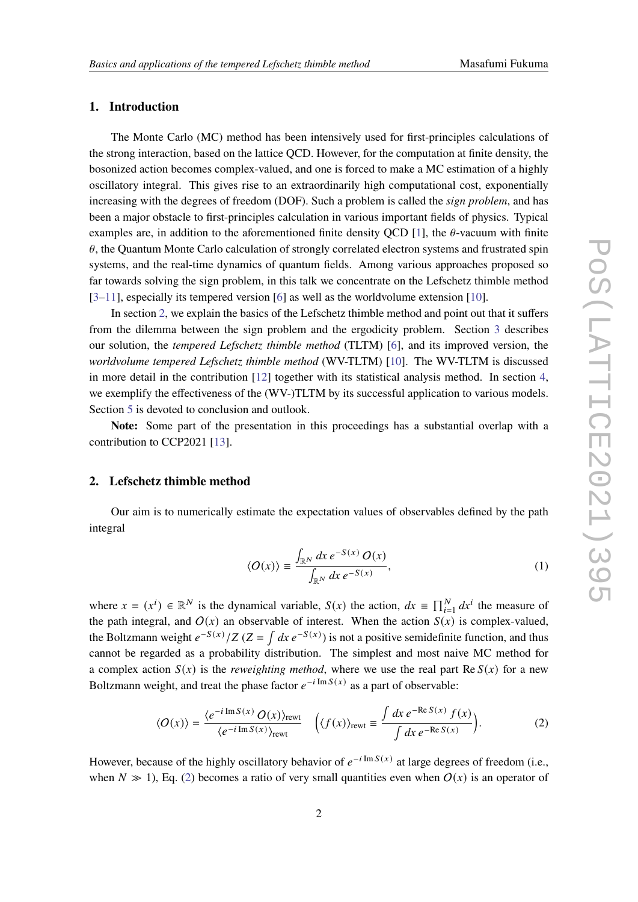## 1. Introduction

The Monte Carlo (MC) method has been intensively used for first-principles calculations of the strong interaction, based on the lattice QCD. However, for the computation at finite density, the bosonized action becomes complex-valued, and one is forced to make a MC estimation of a highly oscillatory integral. This gives rise to an extraordinarily high computational cost, exponentially increasing with the degrees of freedom (DOF). Such a problem is called the *sign problem*, and has been a major obstacle to first-principles calculation in various important fields of physics. Typical examples are, in addition to the aforementioned finite density QCD [1], the $\theta$-vacuum with finite $\theta$, the Quantum Monte Carlo calculation of strongly correlated electron systems and frustrated spin systems, and the real-time dynamics of quantum fields. Among various approaches proposed so far towards solving the sign problem, in this talk we concentrate on the Lefschetz thimble method [3–11], especially its tempered version [6] as well as the worldvolume extension [10].

In section 2, we explain the basics of the Lefschetz thimble method and point out that it suffers from the dilemma between the sign problem and the ergodicity problem. Section 3 describes our solution, the *tempered Lefschetz thimble method* (TLTM) [6], and its improved version, the *worldvolume tempered Lefschetz thimble method* (WV-TLTM) [10]. The WV-TLTM is discussed in more detail in the contribution [12] together with its statistical analysis method. In section 4, we exemplify the effectiveness of the (WV-)TLTM by its successful application to various models. Section 5 is devoted to conclusion and outlook.

**Note:** Some part of the presentation in this proceedings has a substantial overlap with a contribution to CCP2021 [13].

## 2. Lefschetz thimble method

Our aim is to numerically estimate the expectation values of observables defined by the path integral

$$\langle O(x) \rangle \equiv \frac{\int_{\mathbb{R}^N} dx\, e^{-S(x)}\, O(x)}{\int_{\mathbb{R}^N} dx\, e^{-S(x)}}, \tag{1}$$

where $x = (x^i) \in \mathbb{R}^N$ is the dynamical variable, $S(x)$ the action, $dx \equiv \prod_{i=1}^N dx^i$ the measure of the path integral, and $O(x)$ an observable of interest. When the action $S(x)$ is complex-valued, the Boltzmann weight $e^{-S(x)}/Z$ ($Z = \int dx\, e^{-S(x)}$) is not a positive semidefinite function, and thus cannot be regarded as a probability distribution. The simplest and most naive MC method for a complex action $S(x)$ is the *reweighting method*, where we use the real part $\mathrm{Re}\, S(x)$ for a new Boltzmann weight, and treat the phase factor $e^{-i\, \mathrm{Im}\, S(x)}$ as a part of observable:

$$\langle O(x) \rangle = \frac{\langle e^{-i\, \mathrm{Im}\, S(x)}\, O(x) \rangle_{\mathrm{rewt}}}{\langle e^{-i\, \mathrm{Im}\, S(x)} \rangle_{\mathrm{rewt}}} \quad \left( \langle f(x) \rangle_{\mathrm{rewt}} \equiv \frac{\int dx\, e^{-\mathrm{Re}\, S(x)}\, f(x)}{\int dx\, e^{-\mathrm{Re}\, S(x)}} \right). \tag{2}$$

However, because of the highly oscillatory behavior of $e^{-i\, \mathrm{Im}\, S(x)}$ at large degrees of freedom (i.e., when $N \gg 1$), Eq. (2) becomes a ratio of very small quantities even when $O(x)$ is an operator of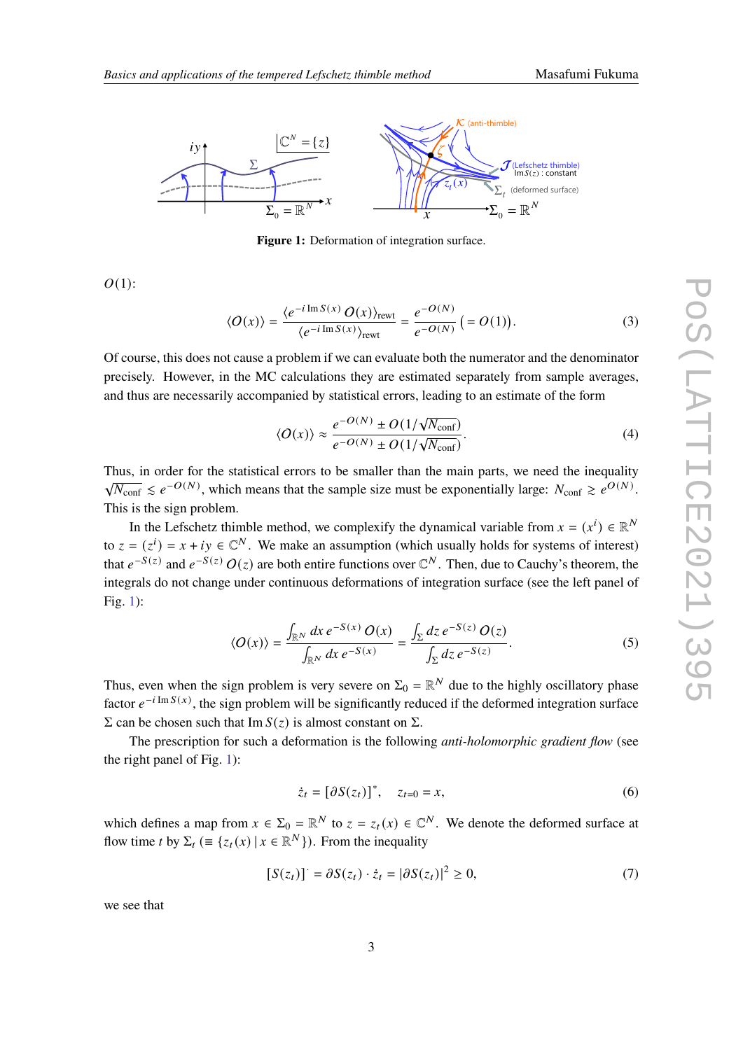Figure 1: Deformation of integration surface.

$O(1)$:

$$\langle O(x)\rangle = \frac{\langle e^{-i\,\mathrm{Im}\,S(x)}\,O(x)\rangle_{\rm rewt}}{\langle e^{-i\,\mathrm{Im}\,S(x)}\rangle_{\rm rewt}} = \frac{e^{-O(N)}}{e^{-O(N)}}\ \big(= O(1)\big). \tag{3}$$

Of course, this does not cause a problem if we can evaluate both the numerator and the denominator precisely. However, in the MC calculations they are estimated separately from sample averages, and thus are necessarily accompanied by statistical errors, leading to an estimate of the form

$$\langle O(x)\rangle \approx \frac{e^{-O(N)} \pm O(1/\sqrt{N_{\rm conf}})}{e^{-O(N)} \pm O(1/\sqrt{N_{\rm conf}})}. \tag{4}$$

Thus, in order for the statistical errors to be smaller than the main parts, we need the inequality $\sqrt{N_{\rm conf}} \lesssim e^{-O(N)}$, which means that the sample size must be exponentially large: $N_{\rm conf} \gtrsim e^{O(N)}$. This is the sign problem.

In the Lefschetz thimble method, we complexify the dynamical variable from $x = (x^i) \in \mathbb{R}^N$ to $z = (z^i) = x + iy \in \mathbb{C}^N$. We make an assumption (which usually holds for systems of interest) that $e^{-S(z)}$ and $e^{-S(z)}\,O(z)$ are both entire functions over $\mathbb{C}^N$. Then, due to Cauchy's theorem, the integrals do not change under continuous deformations of integration surface (see the left panel of Fig. 1):

$$\langle O(x)\rangle = \frac{\int_{\mathbb{R}^N} dx\, e^{-S(x)}\,O(x)}{\int_{\mathbb{R}^N} dx\, e^{-S(x)}} = \frac{\int_{\Sigma} dz\, e^{-S(z)}\,O(z)}{\int_{\Sigma} dz\, e^{-S(z)}}. \tag{5}$$

Thus, even when the sign problem is very severe on $\Sigma_0 = \mathbb{R}^N$ due to the highly oscillatory phase factor $e^{-i\,\mathrm{Im}\,S(x)}$, the sign problem will be significantly reduced if the deformed integration surface $\Sigma$ can be chosen such that $\mathrm{Im}\,S(z)$ is almost constant on $\Sigma$.

The prescription for such a deformation is the following *anti-holomorphic gradient flow* (see the right panel of Fig. 1):

$$\dot{z}_t = [\partial S(z_t)]^*, \quad z_{t=0} = x, \tag{6}$$

which defines a map from $x \in \Sigma_0 = \mathbb{R}^N$ to $z = z_t(x) \in \mathbb{C}^N$. We denote the deformed surface at flow time $t$ by $\Sigma_t$ ($\equiv \{z_t(x)\,|\,x \in \mathbb{R}^N\}$). From the inequality

$$[S(z_t)]^{\cdot} = \partial S(z_t)\cdot \dot{z}_t = |\partial S(z_t)|^2 \geq 0, \tag{7}$$

we see that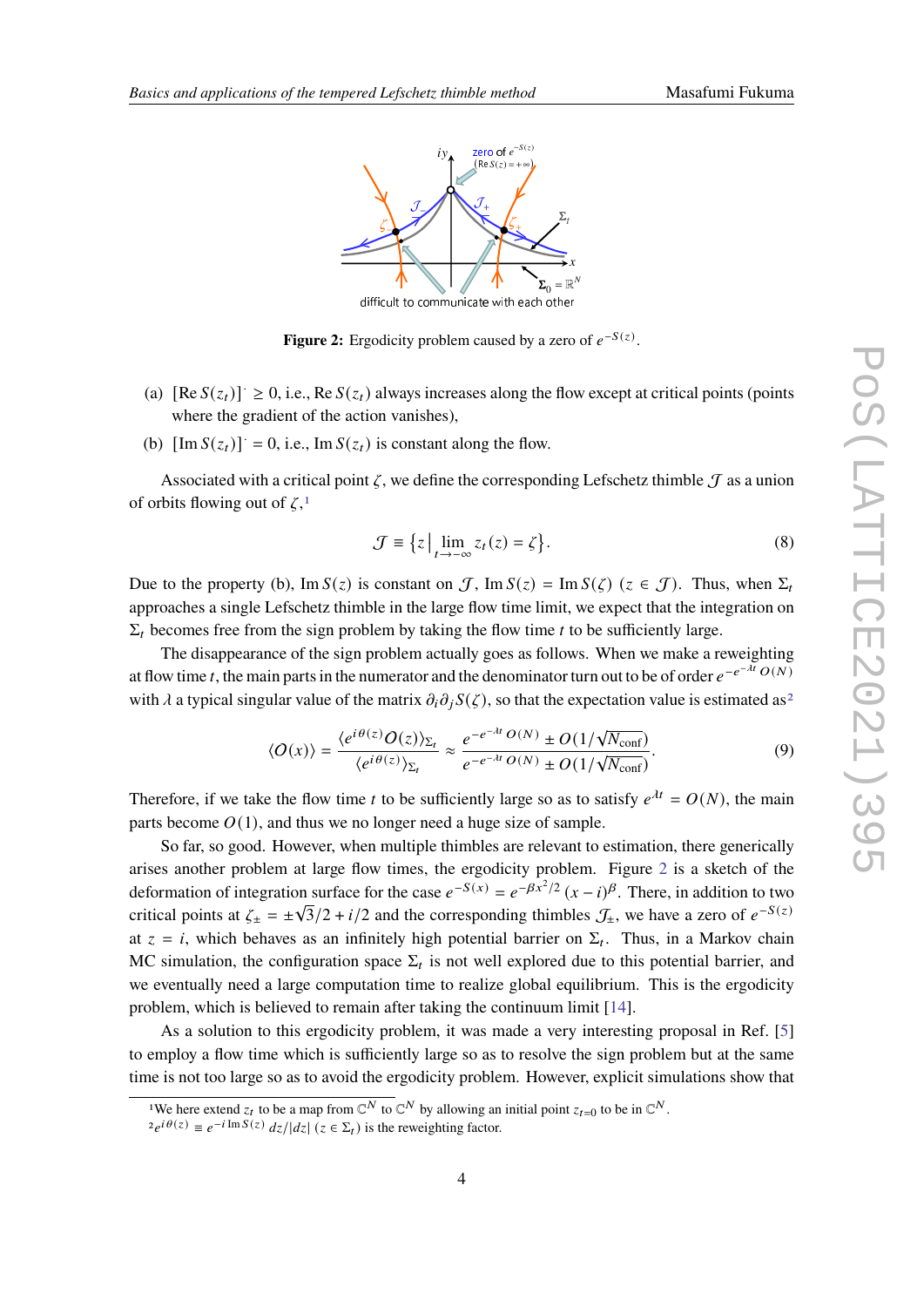**Figure 2:** Ergodicity problem caused by a zero of $e^{-S(z)}$.

(a) $[\mathrm{Re}\, S(z_t)]^{\cdot} \geq 0$, i.e., $\mathrm{Re}\, S(z_t)$ always increases along the flow except at critical points (points where the gradient of the action vanishes),

(b) $[\mathrm{Im}\, S(z_t)]^{\cdot} = 0$, i.e., $\mathrm{Im}\, S(z_t)$ is constant along the flow.

Associated with a critical point $\zeta$, we define the corresponding Lefschetz thimble $\mathcal{J}$ as a union of orbits flowing out of $\zeta$,[1]

$$\mathcal{J} \equiv \left\{ z \,\Big|\, \lim_{t\to-\infty} z_t(z) = \zeta \right\}. \tag{8}$$

Due to the property (b), $\mathrm{Im}\, S(z)$ is constant on $\mathcal{J}$, $\mathrm{Im}\, S(z) = \mathrm{Im}\, S(\zeta)$ $(z \in \mathcal{J})$. Thus, when $\Sigma_t$ approaches a single Lefschetz thimble in the large flow time limit, we expect that the integration on $\Sigma_t$ becomes free from the sign problem by taking the flow time $t$ to be sufficiently large.

The disappearance of the sign problem actually goes as follows. When we make a reweighting at flow time $t$, the main parts in the numerator and the denominator turn out to be of order $e^{-e^{-\lambda t}\,O(N)}$ with $\lambda$ a typical singular value of the matrix $\partial_i \partial_j S(\zeta)$, so that the expectation value is estimated as[2]

$$\langle O(x) \rangle = \frac{\langle e^{i\theta(z)} O(z) \rangle_{\Sigma_t}}{\langle e^{i\theta(z)} \rangle_{\Sigma_t}} \approx \frac{e^{-e^{-\lambda t}\,O(N)} \pm O(1/\sqrt{N_{\mathrm{conf}}})}{e^{-e^{-\lambda t}\,O(N)} \pm O(1/\sqrt{N_{\mathrm{conf}}})}. \tag{9}$$

Therefore, if we take the flow time $t$ to be sufficiently large so as to satisfy $e^{\lambda t} = O(N)$, the main parts become $O(1)$, and thus we no longer need a huge size of sample.

So far, so good. However, when multiple thimbles are relevant to estimation, there generically arises another problem at large flow times, the ergodicity problem. Figure 2 is a sketch of the deformation of integration surface for the case $e^{-S(x)} = e^{-\beta x^2/2}\,(x - i)^{\beta}$. There, in addition to two critical points at $\zeta_\pm = \pm\sqrt{3}/2 + i/2$ and the corresponding thimbles $\mathcal{J}_\pm$, we have a zero of $e^{-S(z)}$ at $z = i$, which behaves as an infinitely high potential barrier on $\Sigma_t$. Thus, in a Markov chain MC simulation, the configuration space $\Sigma_t$ is not well explored due to this potential barrier, and we eventually need a large computation time to realize global equilibrium. This is the ergodicity problem, which is believed to remain after taking the continuum limit [14].

As a solution to this ergodicity problem, it was made a very interesting proposal in Ref. [5] to employ a flow time which is sufficiently large so as to resolve the sign problem but at the same time is not too large so as to avoid the ergodicity problem. However, explicit simulations show that

---

[1] We here extend $z_t$ to be a map from $\mathbb{C}^N$ to $\mathbb{C}^N$ by allowing an initial point $z_{t=0}$ to be in $\mathbb{C}^N$.

[2] $e^{i\theta(z)} \equiv e^{-i\,\mathrm{Im}\,S(z)}\, dz/|dz|$ $(z \in \Sigma_t)$ is the reweighting factor.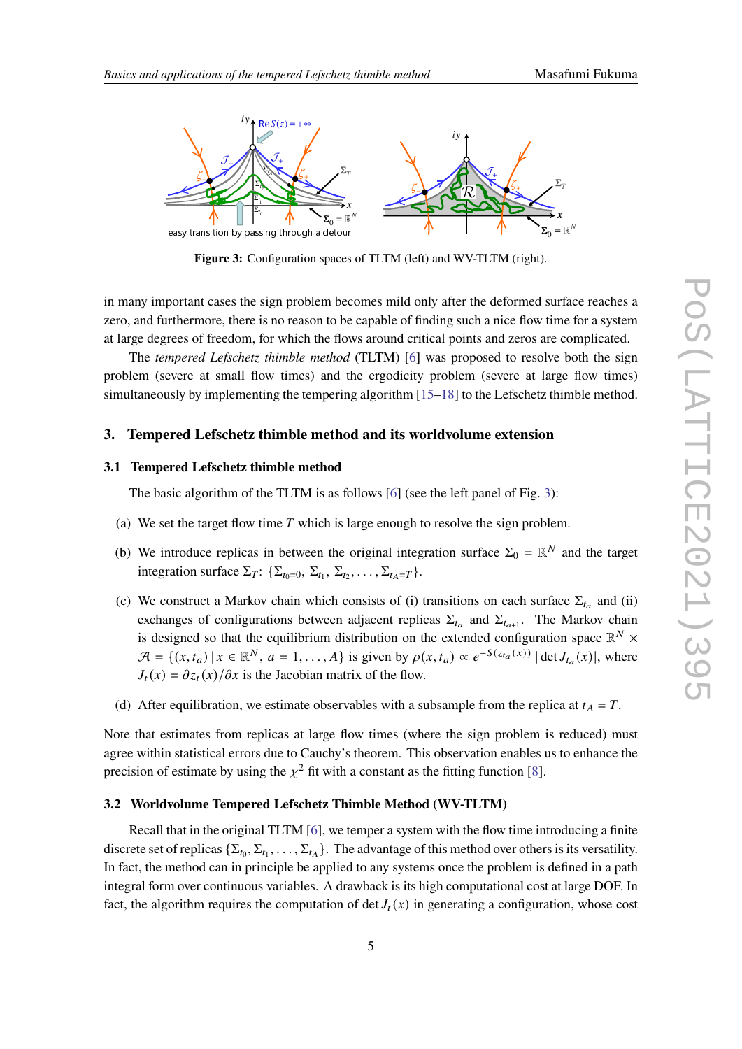**Figure 3:** Configuration spaces of TLTM (left) and WV-TLTM (right).

in many important cases the sign problem becomes mild only after the deformed surface reaches a zero, and furthermore, there is no reason to be capable of finding such a nice flow time for a system at large degrees of freedom, for which the flows around critical points and zeros are complicated.

The *tempered Lefschetz thimble method* (TLTM) [6] was proposed to resolve both the sign problem (severe at small flow times) and the ergodicity problem (severe at large flow times) simultaneously by implementing the tempering algorithm [15–18] to the Lefschetz thimble method.

## 3. Tempered Lefschetz thimble method and its worldvolume extension

### 3.1 Tempered Lefschetz thimble method

The basic algorithm of the TLTM is as follows [6] (see the left panel of Fig. 3):

(a) We set the target flow time $T$ which is large enough to resolve the sign problem.

(b) We introduce replicas in between the original integration surface $\Sigma_0 = \mathbb{R}^N$ and the target integration surface $\Sigma_T$: $\{\Sigma_{t_0=0}, \Sigma_{t_1}, \Sigma_{t_2}, \ldots, \Sigma_{t_A=T}\}$.

(c) We construct a Markov chain which consists of (i) transitions on each surface $\Sigma_{t_a}$ and (ii) exchanges of configurations between adjacent replicas $\Sigma_{t_a}$ and $\Sigma_{t_{a+1}}$. The Markov chain is designed so that the equilibrium distribution on the extended configuration space $\mathbb{R}^N \times \mathcal{A} = \{(x, t_a) \,|\, x \in \mathbb{R}^N,\ a = 1, \ldots, A\}$ is given by $\rho(x, t_a) \propto e^{-S(z_{t_a}(x))}\, |\det J_{t_a}(x)|$, where $J_t(x) = \partial z_t(x)/\partial x$ is the Jacobian matrix of the flow.

(d) After equilibration, we estimate observables with a subsample from the replica at $t_A = T$.

Note that estimates from replicas at large flow times (where the sign problem is reduced) must agree within statistical errors due to Cauchy's theorem. This observation enables us to enhance the precision of estimate by using the $\chi^2$ fit with a constant as the fitting function [8].

### 3.2 Worldvolume Tempered Lefschetz Thimble Method (WV-TLTM)

Recall that in the original TLTM [6], we temper a system with the flow time introducing a finite discrete set of replicas $\{\Sigma_{t_0}, \Sigma_{t_1}, \ldots, \Sigma_{t_A}\}$. The advantage of this method over others is its versatility. In fact, the method can in principle be applied to any systems once the problem is defined in a path integral form over continuous variables. A drawback is its high computational cost at large DOF. In fact, the algorithm requires the computation of $\det J_t(x)$ in generating a configuration, whose cost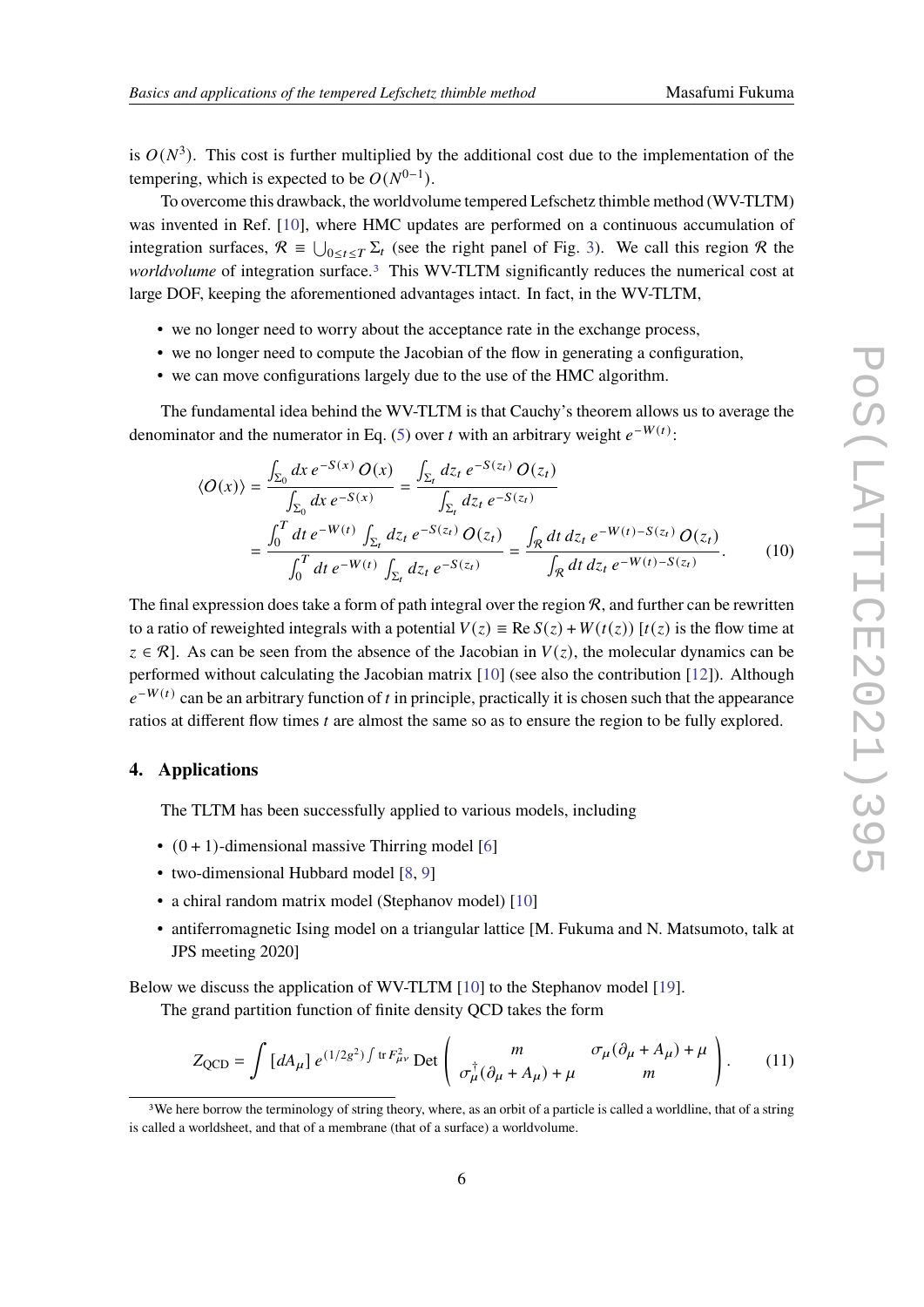is $O(N^3)$. This cost is further multiplied by the additional cost due to the implementation of the tempering, which is expected to be $O(N^{0-1})$.

To overcome this drawback, the worldvolume tempered Lefschetz thimble method (WV-TLTM) was invented in Ref. [10], where HMC updates are performed on a continuous accumulation of integration surfaces, $\mathcal{R} \equiv \bigcup_{0\le t\le T} \Sigma_t$ (see the right panel of Fig. 3). We call this region $\mathcal{R}$ the *worldvolume* of integration surface.[3] This WV-TLTM significantly reduces the numerical cost at large DOF, keeping the aforementioned advantages intact. In fact, in the WV-TLTM,

- we no longer need to worry about the acceptance rate in the exchange process,
- we no longer need to compute the Jacobian of the flow in generating a configuration,
- we can move configurations largely due to the use of the HMC algorithm.

The fundamental idea behind the WV-TLTM is that Cauchy's theorem allows us to average the denominator and the numerator in Eq. (5) over $t$ with an arbitrary weight $e^{-W(t)}$:

$$
\begin{aligned}
\langle O(x)\rangle &= \frac{\int_{\Sigma_0} dx\, e^{-S(x)}\, O(x)}{\int_{\Sigma_0} dx\, e^{-S(x)}} = \frac{\int_{\Sigma_t} dz_t\, e^{-S(z_t)}\, O(z_t)}{\int_{\Sigma_t} dz_t\, e^{-S(z_t)}} \\
&= \frac{\int_0^T dt\, e^{-W(t)} \int_{\Sigma_t} dz_t\, e^{-S(z_t)}\, O(z_t)}{\int_0^T dt\, e^{-W(t)} \int_{\Sigma_t} dz_t\, e^{-S(z_t)}} = \frac{\int_{\mathcal{R}} dt\, dz_t\, e^{-W(t)-S(z_t)}\, O(z_t)}{\int_{\mathcal{R}} dt\, dz_t\, e^{-W(t)-S(z_t)}}.
\end{aligned} \tag{10}
$$

The final expression does take a form of path integral over the region $\mathcal{R}$, and further can be rewritten to a ratio of reweighted integrals with a potential $V(z) \equiv \operatorname{Re} S(z) + W(t(z))$ [$t(z)$ is the flow time at $z \in \mathcal{R}$]. As can be seen from the absence of the Jacobian in $V(z)$, the molecular dynamics can be performed without calculating the Jacobian matrix [10] (see also the contribution [12]). Although $e^{-W(t)}$ can be an arbitrary function of $t$ in principle, practically it is chosen such that the appearance ratios at different flow times $t$ are almost the same so as to ensure the region to be fully explored.

## 4. Applications

The TLTM has been successfully applied to various models, including

- $(0+1)$-dimensional massive Thirring model [6]
- two-dimensional Hubbard model [8, 9]
- a chiral random matrix model (Stephanov model) [10]
- antiferromagnetic Ising model on a triangular lattice [M. Fukuma and N. Matsumoto, talk at JPS meeting 2020]

Below we discuss the application of WV-TLTM [10] to the Stephanov model [19].

The grand partition function of finite density QCD takes the form

$$
Z_{\rm QCD} = \int [dA_\mu]\, e^{(1/2g^2)\int \operatorname{tr} F_{\mu\nu}^2}\, \operatorname{Det}\begin{pmatrix} m & \sigma_\mu(\partial_\mu + A_\mu) + \mu \\ \sigma_\mu^\dagger(\partial_\mu + A_\mu) + \mu & m \end{pmatrix}. \tag{11}
$$

[3] We here borrow the terminology of string theory, where, as an orbit of a particle is called a worldline, that of a string is called a worldsheet, and that of a membrane (that of a surface) a worldvolume.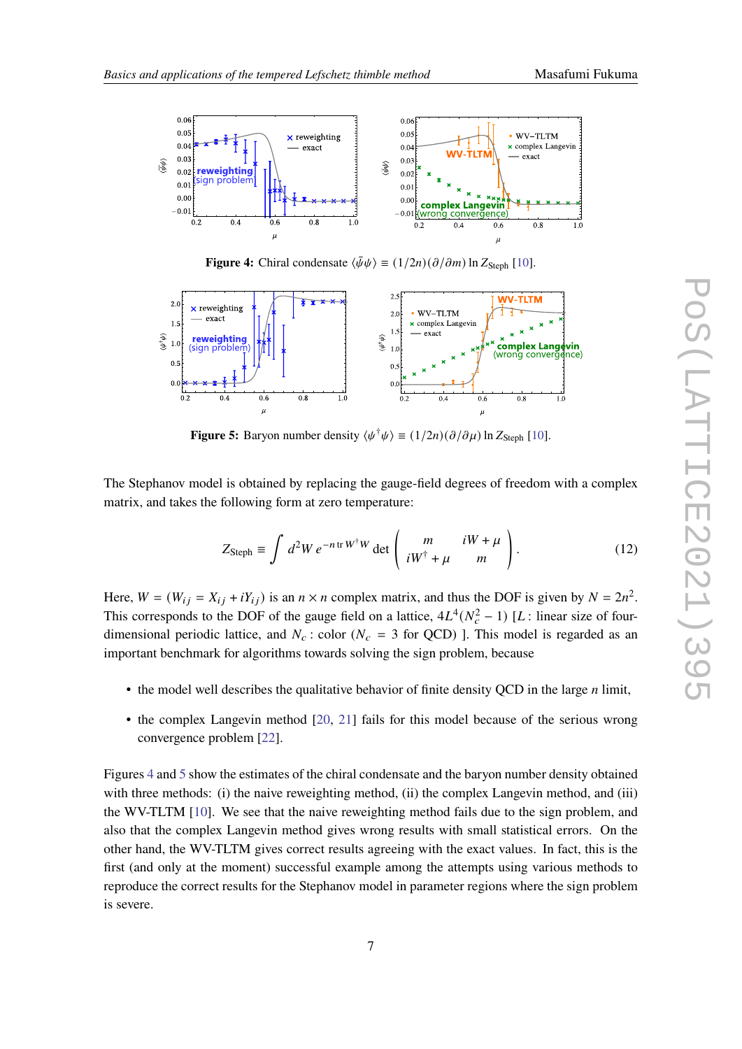**Figure 4:** Chiral condensate $\langle\bar{\psi}\psi\rangle \equiv (1/2n)(\partial/\partial m)\ln Z_{\rm Steph}$ [10].

**Figure 5:** Baryon number density $\langle\psi^\dagger\psi\rangle \equiv (1/2n)(\partial/\partial\mu)\ln Z_{\rm Steph}$ [10].

The Stephanov model is obtained by replacing the gauge-field degrees of freedom with a complex matrix, and takes the following form at zero temperature:

$$Z_{\rm Steph} \equiv \int d^2W\, e^{-n\,{\rm tr}\,W^\dagger W} \det\begin{pmatrix} m & iW+\mu \\ iW^\dagger+\mu & m \end{pmatrix}. \tag{12}$$

Here, $W = (W_{ij} = X_{ij} + iY_{ij})$ is an $n\times n$ complex matrix, and thus the DOF is given by $N = 2n^2$. This corresponds to the DOF of the gauge field on a lattice, $4L^4(N_c^2-1)$ [$L$ : linear size of four-dimensional periodic lattice, and $N_c$ : color ($N_c = 3$ for QCD) ]. This model is regarded as an important benchmark for algorithms towards solving the sign problem, because

- the model well describes the qualitative behavior of finite density QCD in the large $n$ limit,
- the complex Langevin method [20, 21] fails for this model because of the serious wrong convergence problem [22].

Figures 4 and 5 show the estimates of the chiral condensate and the baryon number density obtained with three methods: (i) the naive reweighting method, (ii) the complex Langevin method, and (iii) the WV-TLTM [10]. We see that the naive reweighting method fails due to the sign problem, and also that the complex Langevin method gives wrong results with small statistical errors. On the other hand, the WV-TLTM gives correct results agreeing with the exact values. In fact, this is the first (and only at the moment) successful example among the attempts using various methods to reproduce the correct results for the Stephanov model in parameter regions where the sign problem is severe.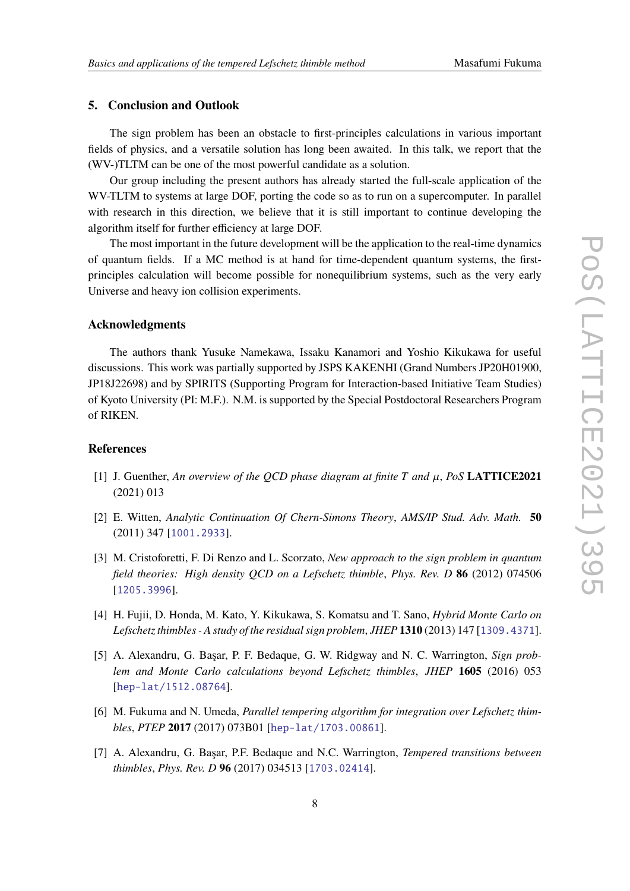## 5. Conclusion and Outlook

The sign problem has been an obstacle to first-principles calculations in various important fields of physics, and a versatile solution has long been awaited. In this talk, we report that the (WV-)TLTM can be one of the most powerful candidate as a solution.

Our group including the present authors has already started the full-scale application of the WV-TLTM to systems at large DOF, porting the code so as to run on a supercomputer. In parallel with research in this direction, we believe that it is still important to continue developing the algorithm itself for further efficiency at large DOF.

The most important in the future development will be the application to the real-time dynamics of quantum fields. If a MC method is at hand for time-dependent quantum systems, the first-principles calculation will become possible for nonequilibrium systems, such as the very early Universe and heavy ion collision experiments.

### Acknowledgments

The authors thank Yusuke Namekawa, Issaku Kanamori and Yoshio Kikukawa for useful discussions. This work was partially supported by JSPS KAKENHI (Grand Numbers JP20H01900, JP18J22698) and by SPIRITS (Supporting Program for Interaction-based Initiative Team Studies) of Kyoto University (PI: M.F.). N.M. is supported by the Special Postdoctoral Researchers Program of RIKEN.

### References

[1] J. Guenther, *An overview of the QCD phase diagram at finite T and $\mu$*, *PoS* **LATTICE2021** (2021) 013

[2] E. Witten, *Analytic Continuation Of Chern-Simons Theory*, *AMS/IP Stud. Adv. Math.* **50** (2011) 347 [1001.2933].

[3] M. Cristoforetti, F. Di Renzo and L. Scorzato, *New approach to the sign problem in quantum field theories: High density QCD on a Lefschetz thimble*, *Phys. Rev. D* **86** (2012) 074506 [1205.3996].

[4] H. Fujii, D. Honda, M. Kato, Y. Kikukawa, S. Komatsu and T. Sano, *Hybrid Monte Carlo on Lefschetz thimbles - A study of the residual sign problem*, *JHEP* **1310** (2013) 147 [1309.4371].

[5] A. Alexandru, G. Başar, P. F. Bedaque, G. W. Ridgway and N. C. Warrington, *Sign problem and Monte Carlo calculations beyond Lefschetz thimbles*, *JHEP* **1605** (2016) 053 [hep-lat/1512.08764].

[6] M. Fukuma and N. Umeda, *Parallel tempering algorithm for integration over Lefschetz thimbles*, *PTEP* **2017** (2017) 073B01 [hep-lat/1703.00861].

[7] A. Alexandru, G. Başar, P.F. Bedaque and N.C. Warrington, *Tempered transitions between thimbles*, *Phys. Rev. D* **96** (2017) 034513 [1703.02414].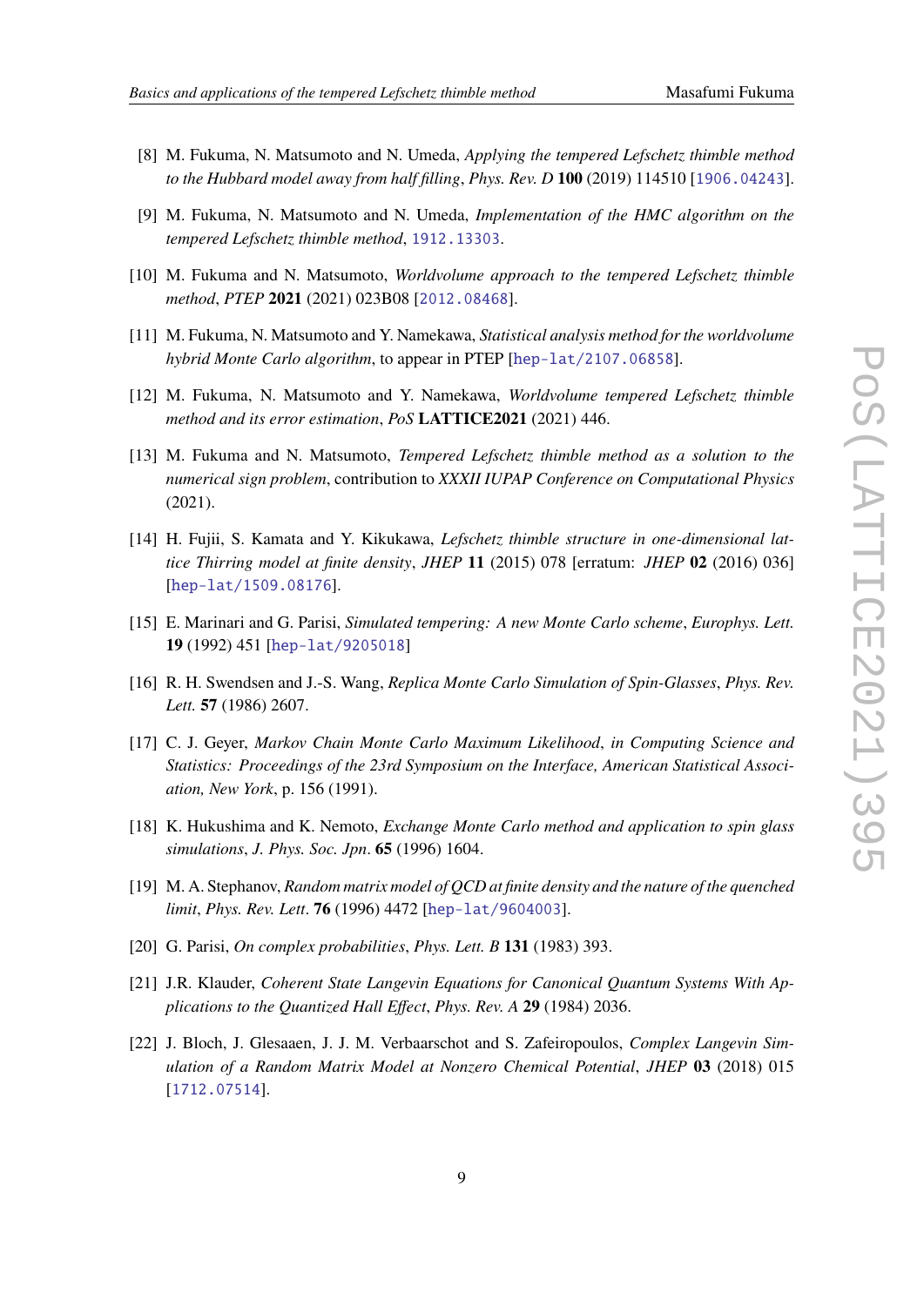[8] M. Fukuma, N. Matsumoto and N. Umeda, *Applying the tempered Lefschetz thimble method to the Hubbard model away from half filling*, *Phys. Rev. D* **100** (2019) 114510 [1906.04243].

[9] M. Fukuma, N. Matsumoto and N. Umeda, *Implementation of the HMC algorithm on the tempered Lefschetz thimble method*, 1912.13303.

[10] M. Fukuma and N. Matsumoto, *Worldvolume approach to the tempered Lefschetz thimble method*, *PTEP* **2021** (2021) 023B08 [2012.08468].

[11] M. Fukuma, N. Matsumoto and Y. Namekawa, *Statistical analysis method for the worldvolume hybrid Monte Carlo algorithm*, to appear in PTEP [hep-lat/2107.06858].

[12] M. Fukuma, N. Matsumoto and Y. Namekawa, *Worldvolume tempered Lefschetz thimble method and its error estimation*, *PoS* **LATTICE2021** (2021) 446.

[13] M. Fukuma and N. Matsumoto, *Tempered Lefschetz thimble method as a solution to the numerical sign problem*, contribution to *XXXII IUPAP Conference on Computational Physics* (2021).

[14] H. Fujii, S. Kamata and Y. Kikukawa, *Lefschetz thimble structure in one-dimensional lattice Thirring model at finite density*, *JHEP* **11** (2015) 078 [erratum: *JHEP* **02** (2016) 036] [hep-lat/1509.08176].

[15] E. Marinari and G. Parisi, *Simulated tempering: A new Monte Carlo scheme*, *Europhys. Lett.* **19** (1992) 451 [hep-lat/9205018]

[16] R. H. Swendsen and J.-S. Wang, *Replica Monte Carlo Simulation of Spin-Glasses*, *Phys. Rev. Lett.* **57** (1986) 2607.

[17] C. J. Geyer, *Markov Chain Monte Carlo Maximum Likelihood*, *in Computing Science and Statistics: Proceedings of the 23rd Symposium on the Interface, American Statistical Association, New York*, p. 156 (1991).

[18] K. Hukushima and K. Nemoto, *Exchange Monte Carlo method and application to spin glass simulations*, *J. Phys. Soc. Jpn*. **65** (1996) 1604.

[19] M. A. Stephanov, *Random matrix model of QCD at finite density and the nature of the quenched limit*, *Phys. Rev. Lett*. **76** (1996) 4472 [hep-lat/9604003].

[20] G. Parisi, *On complex probabilities*, *Phys. Lett. B* **131** (1983) 393.

[21] J.R. Klauder, *Coherent State Langevin Equations for Canonical Quantum Systems With Applications to the Quantized Hall Effect*, *Phys. Rev. A* **29** (1984) 2036.

[22] J. Bloch, J. Glesaaen, J. J. M. Verbaarschot and S. Zafeiropoulos, *Complex Langevin Simulation of a Random Matrix Model at Nonzero Chemical Potential*, *JHEP* **03** (2018) 015 [1712.07514].